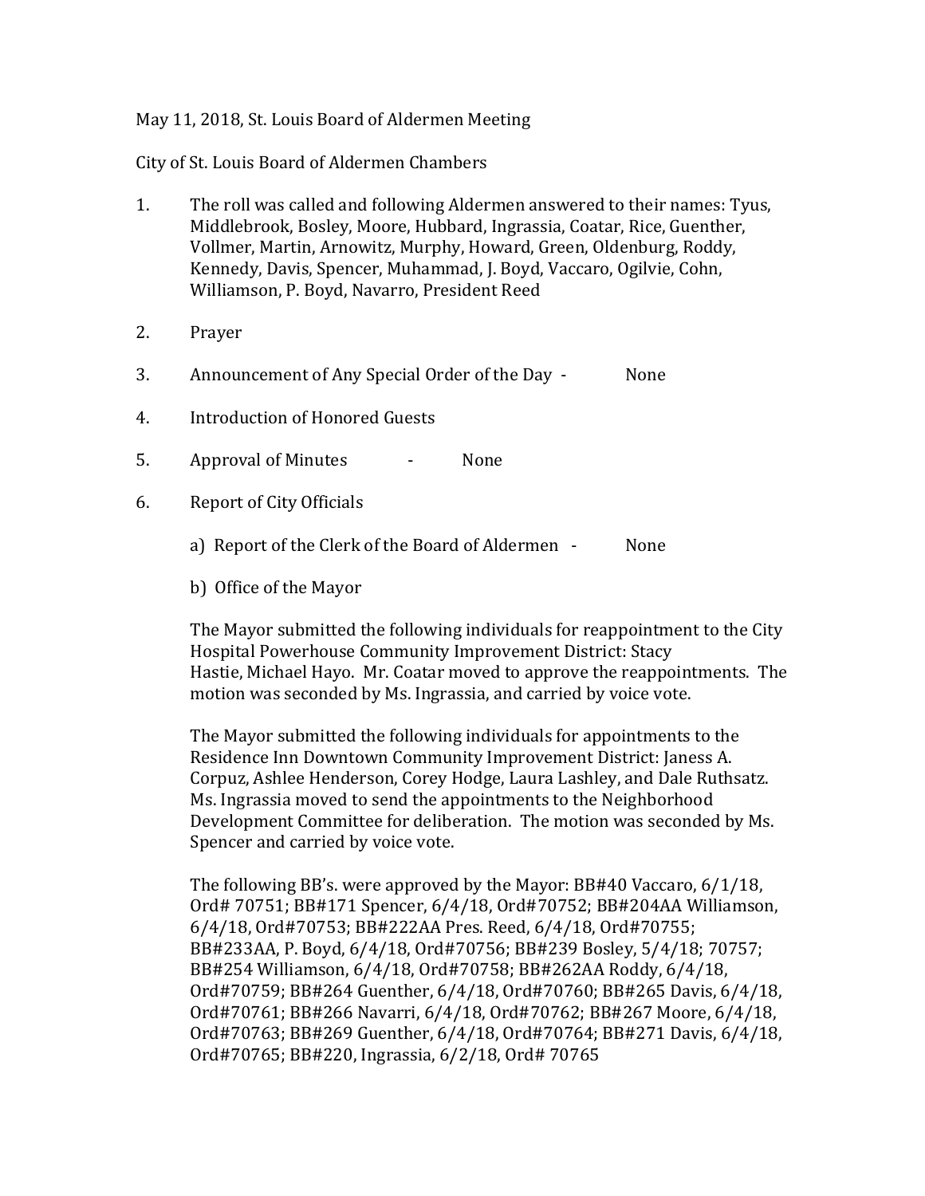May 11, 2018, St. Louis Board of Aldermen Meeting

City of St. Louis Board of Aldermen Chambers

1. The roll was called and following Aldermen answered to their names: Tyus, Middlebrook, Bosley, Moore, Hubbard, Ingrassia, Coatar, Rice, Guenther, Vollmer, Martin, Arnowitz, Murphy, Howard, Green, Oldenburg, Roddy, Kennedy, Davis, Spencer, Muhammad, J. Boyd, Vaccaro, Ogilvie, Cohn, Williamson, P. Boyd, Navarro, President Reed

2. Prayer

3. Announcement of Any Special Order of the Day - None

4. Introduction of Honored Guests

5. Approval of Minutes - None

6. Report of City Officials

   a) Report of the Clerk of the Board of Aldermen - None

   b) Office of the Mayor

   The Mayor submitted the following individuals for reappointment to the City Hospital Powerhouse Community Improvement District: Stacy Hastie, Michael Hayo. Mr. Coatar moved to approve the reappointments. The motion was seconded by Ms. Ingrassia, and carried by voice vote.

   The Mayor submitted the following individuals for appointments to the Residence Inn Downtown Community Improvement District: Janess A. Corpuz, Ashlee Henderson, Corey Hodge, Laura Lashley, and Dale Ruthsatz. Ms. Ingrassia moved to send the appointments to the Neighborhood Development Committee for deliberation. The motion was seconded by Ms. Spencer and carried by voice vote.

   The following BB's. were approved by the Mayor: BB#40 Vaccaro, 6/1/18, Ord# 70751; BB#171 Spencer, 6/4/18, Ord#70752; BB#204AA Williamson, 6/4/18, Ord#70753; BB#222AA Pres. Reed, 6/4/18, Ord#70755; BB#233AA, P. Boyd, 6/4/18, Ord#70756; BB#239 Bosley, 5/4/18; 70757; BB#254 Williamson, 6/4/18, Ord#70758; BB#262AA Roddy, 6/4/18, Ord#70759; BB#264 Guenther, 6/4/18, Ord#70760; BB#265 Davis, 6/4/18, Ord#70761; BB#266 Navarri, 6/4/18, Ord#70762; BB#267 Moore, 6/4/18, Ord#70763; BB#269 Guenther, 6/4/18, Ord#70764; BB#271 Davis, 6/4/18, Ord#70765; BB#220, Ingrassia, 6/2/18, Ord# 70765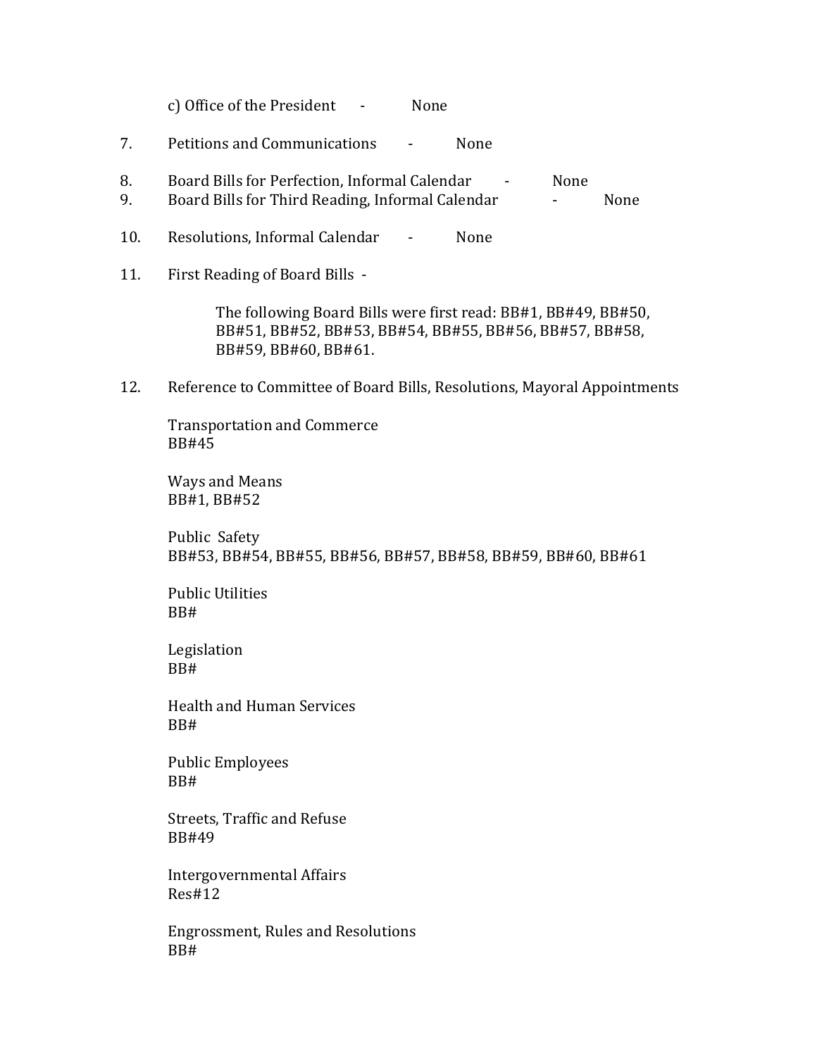c) Office of the President - None

7. Petitions and Communications - None

8. Board Bills for Perfection, Informal Calendar - None
9. Board Bills for Third Reading, Informal Calendar - None

10. Resolutions, Informal Calendar - None

11. First Reading of Board Bills -

    The following Board Bills were first read: BB#1, BB#49, BB#50, BB#51, BB#52, BB#53, BB#54, BB#55, BB#56, BB#57, BB#58, BB#59, BB#60, BB#61.

12. Reference to Committee of Board Bills, Resolutions, Mayoral Appointments

    Transportation and Commerce
    BB#45

    Ways and Means
    BB#1, BB#52

    Public Safety
    BB#53, BB#54, BB#55, BB#56, BB#57, BB#58, BB#59, BB#60, BB#61

    Public Utilities
    BB#

    Legislation
    BB#

    Health and Human Services
    BB#

    Public Employees
    BB#

    Streets, Traffic and Refuse
    BB#49

    Intergovernmental Affairs
    Res#12

    Engrossment, Rules and Resolutions
    BB#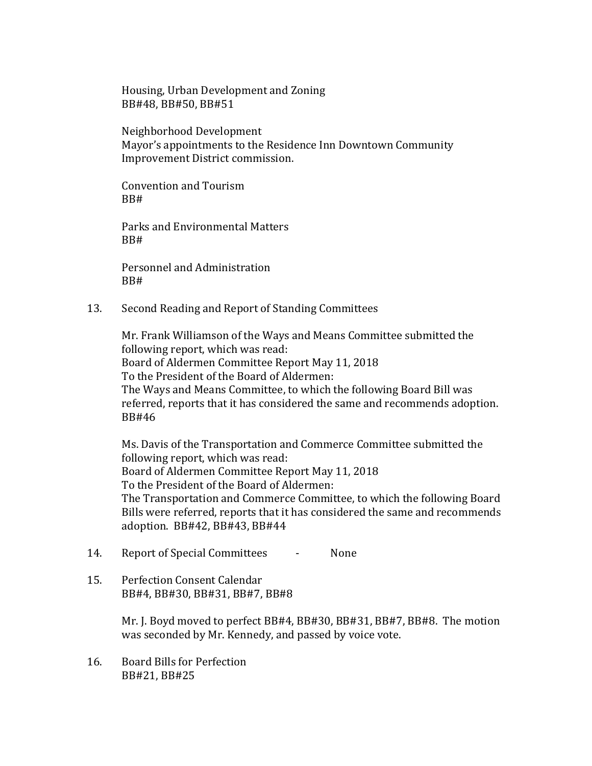Housing, Urban Development and Zoning
BB#48, BB#50, BB#51

Neighborhood Development
Mayor's appointments to the Residence Inn Downtown Community Improvement District commission.

Convention and Tourism
BB#

Parks and Environmental Matters
BB#

Personnel and Administration
BB#

13. Second Reading and Report of Standing Committees

    Mr. Frank Williamson of the Ways and Means Committee submitted the following report, which was read:
    Board of Aldermen Committee Report May 11, 2018
    To the President of the Board of Aldermen:
    The Ways and Means Committee, to which the following Board Bill was referred, reports that it has considered the same and recommends adoption. BB#46

    Ms. Davis of the Transportation and Commerce Committee submitted the following report, which was read:
    Board of Aldermen Committee Report May 11, 2018
    To the President of the Board of Aldermen:
    The Transportation and Commerce Committee, to which the following Board Bills were referred, reports that it has considered the same and recommends adoption. BB#42, BB#43, BB#44

14. Report of Special Committees - None

15. Perfection Consent Calendar
    BB#4, BB#30, BB#31, BB#7, BB#8

    Mr. J. Boyd moved to perfect BB#4, BB#30, BB#31, BB#7, BB#8. The motion was seconded by Mr. Kennedy, and passed by voice vote.

16. Board Bills for Perfection
    BB#21, BB#25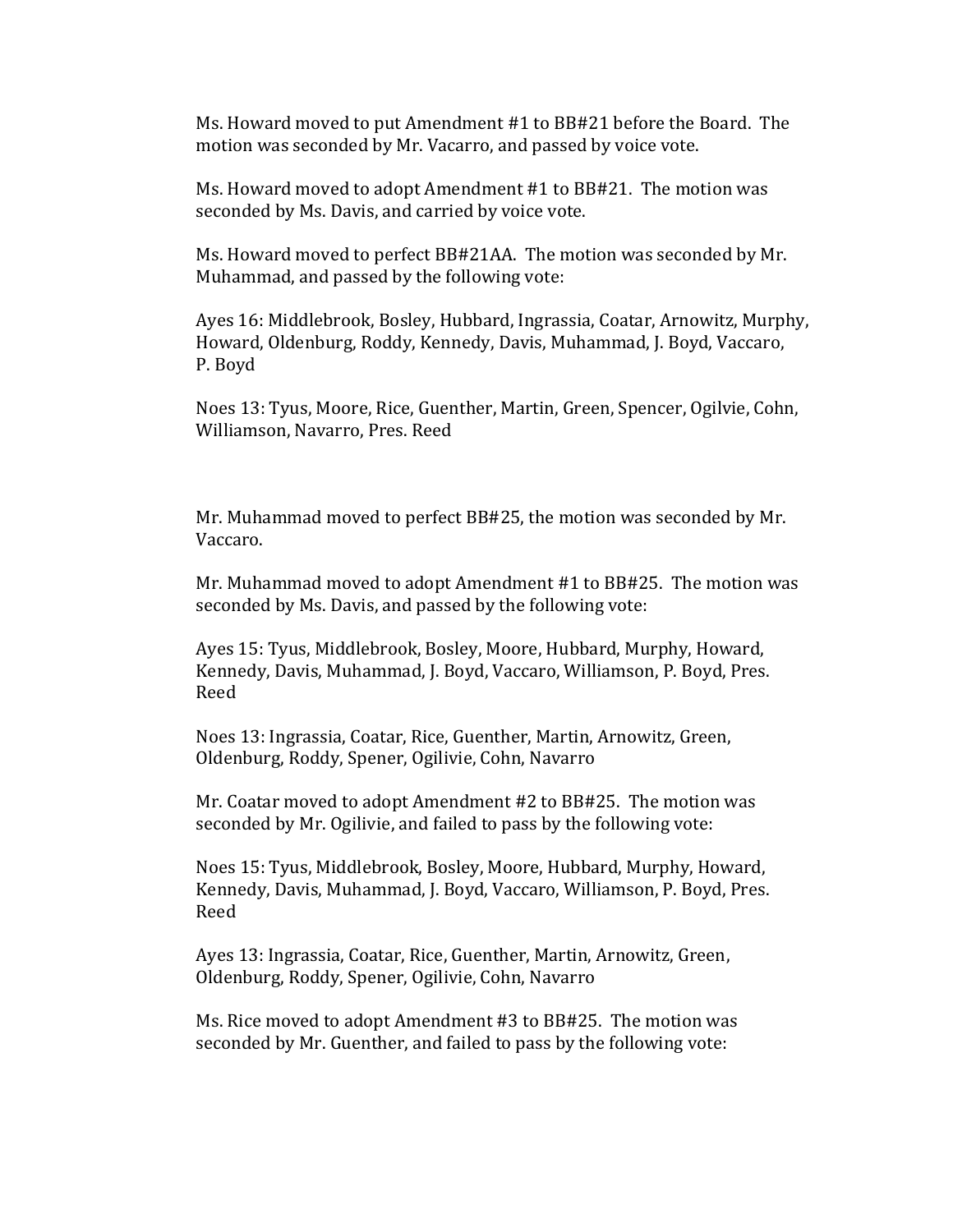Ms. Howard moved to put Amendment #1 to BB#21 before the Board. The motion was seconded by Mr. Vacarro, and passed by voice vote.

Ms. Howard moved to adopt Amendment #1 to BB#21. The motion was seconded by Ms. Davis, and carried by voice vote.

Ms. Howard moved to perfect BB#21AA. The motion was seconded by Mr. Muhammad, and passed by the following vote:

Ayes 16: Middlebrook, Bosley, Hubbard, Ingrassia, Coatar, Arnowitz, Murphy, Howard, Oldenburg, Roddy, Kennedy, Davis, Muhammad, J. Boyd, Vaccaro, P. Boyd

Noes 13: Tyus, Moore, Rice, Guenther, Martin, Green, Spencer, Ogilvie, Cohn, Williamson, Navarro, Pres. Reed

Mr. Muhammad moved to perfect BB#25, the motion was seconded by Mr. Vaccaro.

Mr. Muhammad moved to adopt Amendment #1 to BB#25. The motion was seconded by Ms. Davis, and passed by the following vote:

Ayes 15: Tyus, Middlebrook, Bosley, Moore, Hubbard, Murphy, Howard, Kennedy, Davis, Muhammad, J. Boyd, Vaccaro, Williamson, P. Boyd, Pres. Reed

Noes 13: Ingrassia, Coatar, Rice, Guenther, Martin, Arnowitz, Green, Oldenburg, Roddy, Spener, Ogilivie, Cohn, Navarro

Mr. Coatar moved to adopt Amendment #2 to BB#25. The motion was seconded by Mr. Ogilivie, and failed to pass by the following vote:

Noes 15: Tyus, Middlebrook, Bosley, Moore, Hubbard, Murphy, Howard, Kennedy, Davis, Muhammad, J. Boyd, Vaccaro, Williamson, P. Boyd, Pres. Reed

Ayes 13: Ingrassia, Coatar, Rice, Guenther, Martin, Arnowitz, Green, Oldenburg, Roddy, Spener, Ogilivie, Cohn, Navarro

Ms. Rice moved to adopt Amendment #3 to BB#25. The motion was seconded by Mr. Guenther, and failed to pass by the following vote: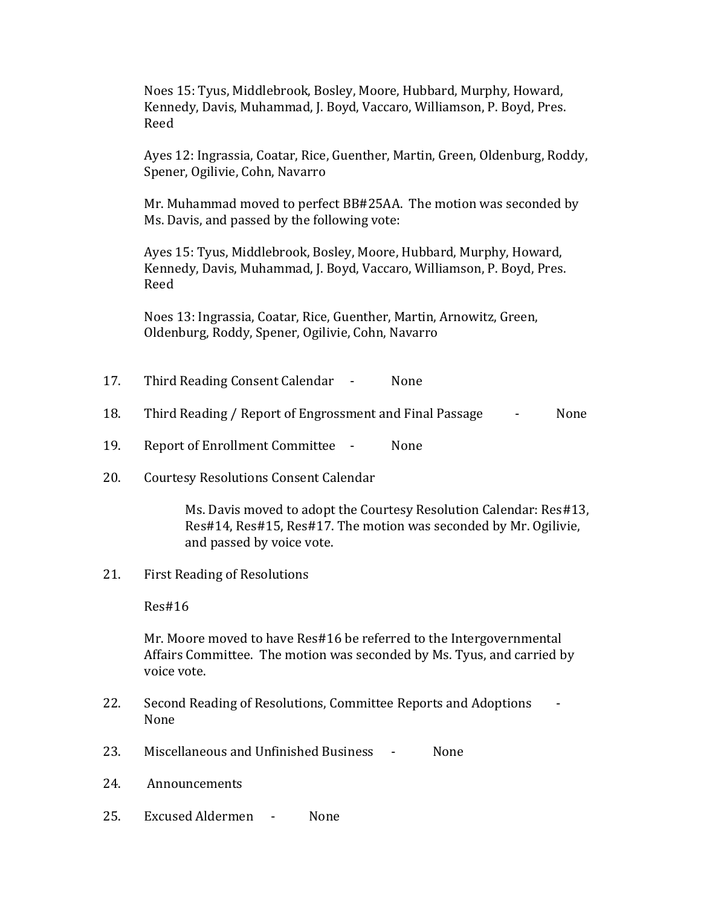Noes 15: Tyus, Middlebrook, Bosley, Moore, Hubbard, Murphy, Howard, Kennedy, Davis, Muhammad, J. Boyd, Vaccaro, Williamson, P. Boyd, Pres. Reed

Ayes 12: Ingrassia, Coatar, Rice, Guenther, Martin, Green, Oldenburg, Roddy, Spener, Ogilivie, Cohn, Navarro

Mr. Muhammad moved to perfect BB#25AA. The motion was seconded by Ms. Davis, and passed by the following vote:

Ayes 15: Tyus, Middlebrook, Bosley, Moore, Hubbard, Murphy, Howard, Kennedy, Davis, Muhammad, J. Boyd, Vaccaro, Williamson, P. Boyd, Pres. Reed

Noes 13: Ingrassia, Coatar, Rice, Guenther, Martin, Arnowitz, Green, Oldenburg, Roddy, Spener, Ogilivie, Cohn, Navarro

17. Third Reading Consent Calendar - None

18. Third Reading / Report of Engrossment and Final Passage - None

19. Report of Enrollment Committee - None

20. Courtesy Resolutions Consent Calendar

    Ms. Davis moved to adopt the Courtesy Resolution Calendar: Res#13, Res#14, Res#15, Res#17. The motion was seconded by Mr. Ogilivie, and passed by voice vote.

21. First Reading of Resolutions

    Res#16

    Mr. Moore moved to have Res#16 be referred to the Intergovernmental Affairs Committee. The motion was seconded by Ms. Tyus, and carried by voice vote.

22. Second Reading of Resolutions, Committee Reports and Adoptions - None

23. Miscellaneous and Unfinished Business - None

24. Announcements

25. Excused Aldermen - None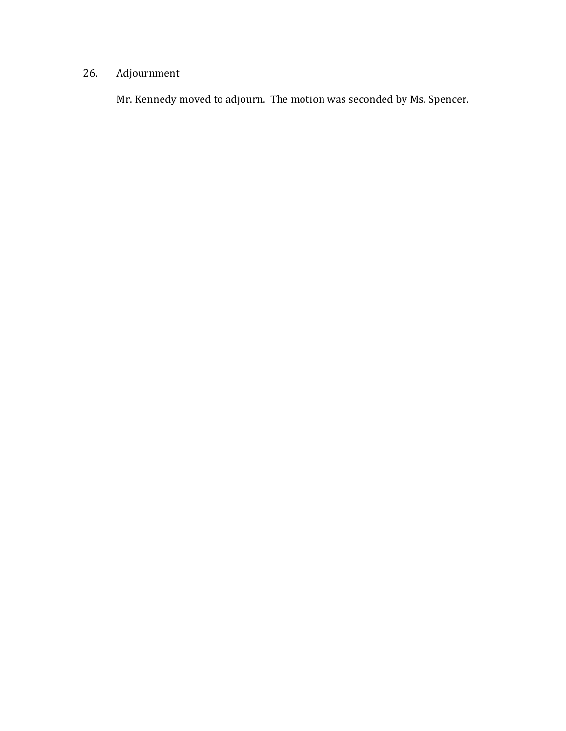26. Adjournment

Mr. Kennedy moved to adjourn. The motion was seconded by Ms. Spencer.